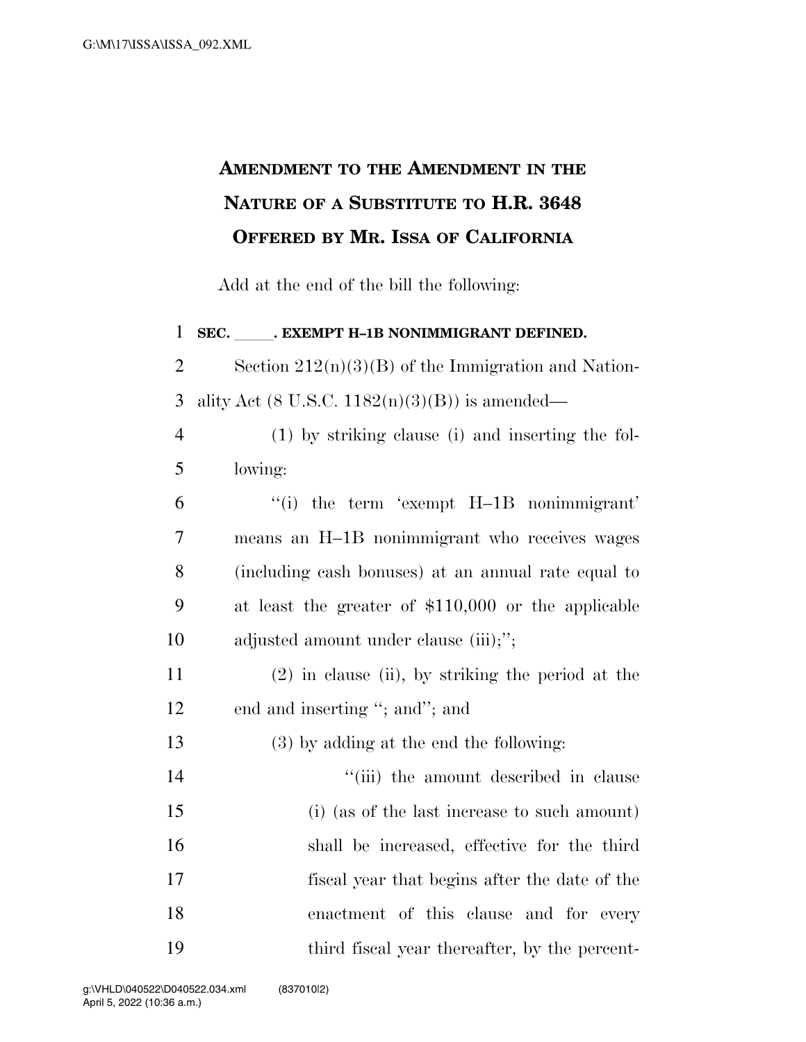# AMENDMENT TO THE AMENDMENT IN THE NATURE OF A SUBSTITUTE TO H.R. 3648 OFFERED BY MR. ISSA OF CALIFORNIA

Add at the end of the bill the following:

**SEC. \_\_\_\_\_. EXEMPT H–1B NONIMMIGRANT DEFINED.**

Section 212(n)(3)(B) of the Immigration and Nationality Act (8 U.S.C. 1182(n)(3)(B)) is amended—

(1) by striking clause (i) and inserting the following:

"(i) the term 'exempt H–1B nonimmigrant' means an H–1B nonimmigrant who receives wages (including cash bonuses) at an annual rate equal to at least the greater of $110,000 or the applicable adjusted amount under clause (iii);";

(2) in clause (ii), by striking the period at the end and inserting "; and"; and

(3) by adding at the end the following:

"(iii) the amount described in clause (i) (as of the last increase to such amount) shall be increased, effective for the third fiscal year that begins after the date of the enactment of this clause and for every third fiscal year thereafter, by the percent-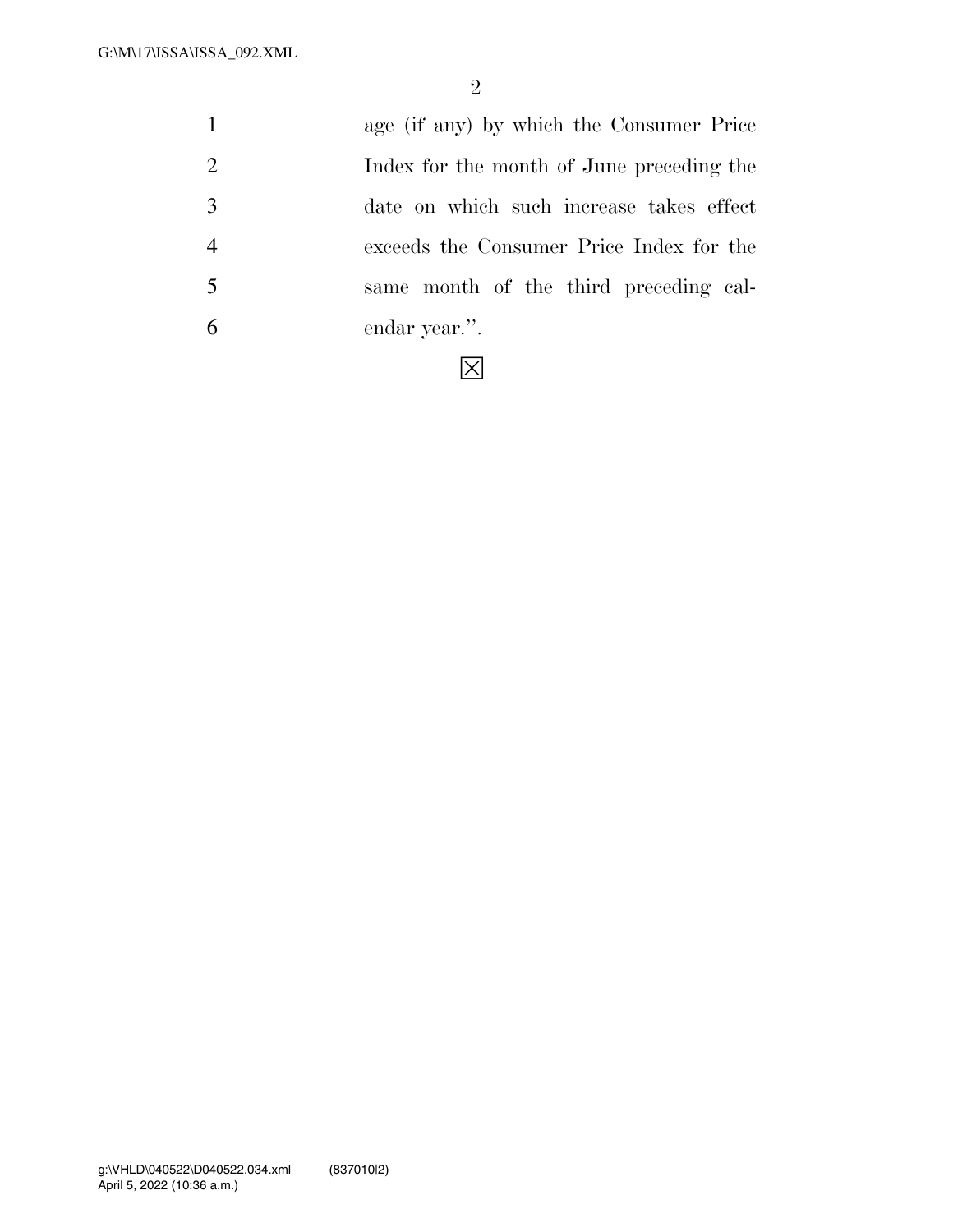age (if any) by which the Consumer Price Index for the month of June preceding the date on which such increase takes effect exceeds the Consumer Price Index for the same month of the third preceding calendar year.''.